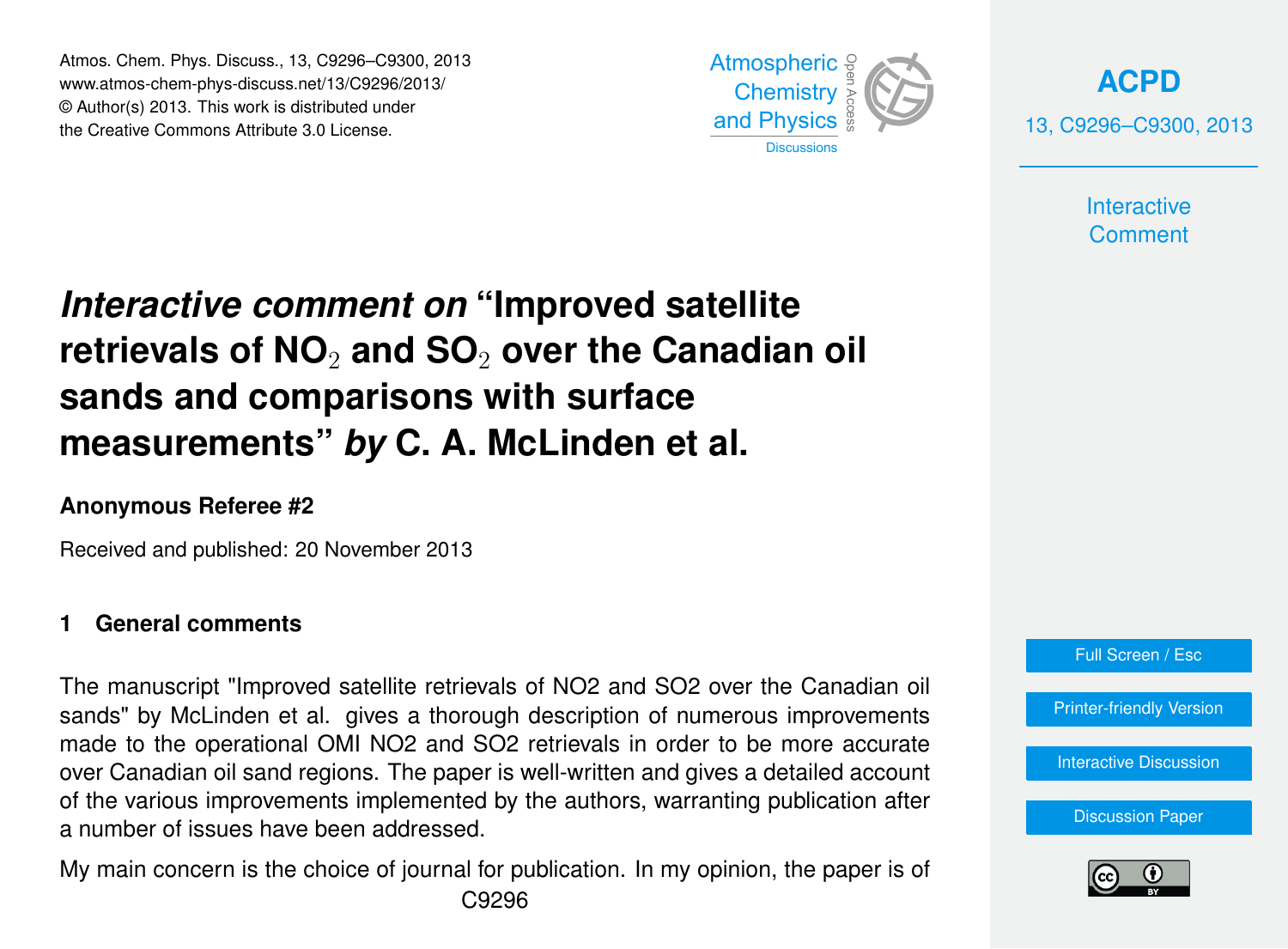# *Interactive comment on* "Improved satellite retrievals of $NO_2$ and $SO_2$ over the Canadian oil sands and comparisons with surface measurements" *by* C. A. McLinden et al.

**Anonymous Referee #2**

Received and published: 20 November 2013

## 1 General comments

The manuscript "Improved satellite retrievals of NO2 and SO2 over the Canadian oil sands" by McLinden et al. gives a thorough description of numerous improvements made to the operational OMI NO2 and SO2 retrievals in order to be more accurate over Canadian oil sand regions. The paper is well-written and gives a detailed account of the various improvements implemented by the authors, warranting publication after a number of issues have been addressed.

My main concern is the choice of journal for publication. In my opinion, the paper is of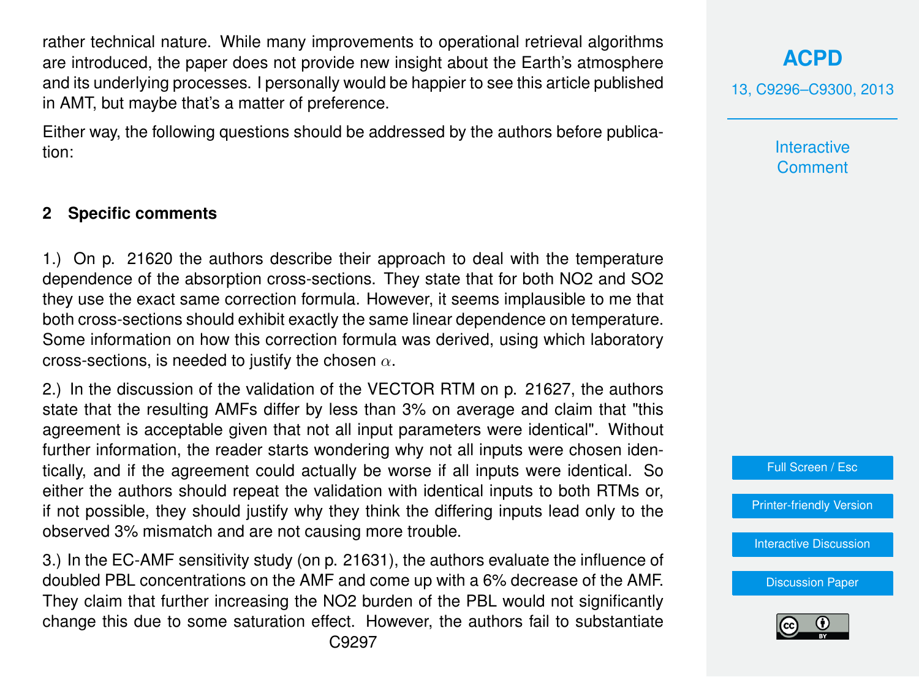rather technical nature. While many improvements to operational retrieval algorithms are introduced, the paper does not provide new insight about the Earth's atmosphere and its underlying processes. I personally would be happier to see this article published in AMT, but maybe that's a matter of preference.

Either way, the following questions should be addressed by the authors before publication:

## 2 Specific comments

1.) On p. 21620 the authors describe their approach to deal with the temperature dependence of the absorption cross-sections. They state that for both $NO_2$ and $SO_2$ they use the exact same correction formula. However, it seems implausible to me that both cross-sections should exhibit exactly the same linear dependence on temperature. Some information on how this correction formula was derived, using which laboratory cross-sections, is needed to justify the chosen $\alpha$.

2.) In the discussion of the validation of the VECTOR RTM on p. 21627, the authors state that the resulting AMFs differ by less than 3% on average and claim that "this agreement is acceptable given that not all input parameters were identical". Without further information, the reader starts wondering why not all inputs were chosen identically, and if the agreement could actually be worse if all inputs were identical. So either the authors should repeat the validation with identical inputs to both RTMs or, if not possible, they should justify why they think the differing inputs lead only to the observed 3% mismatch and are not causing more trouble.

3.) In the EC-AMF sensitivity study (on p. 21631), the authors evaluate the influence of doubled PBL concentrations on the AMF and come up with a 6% decrease of the AMF. They claim that further increasing the $NO_2$ burden of the PBL would not significantly change this due to some saturation effect. However, the authors fail to substantiate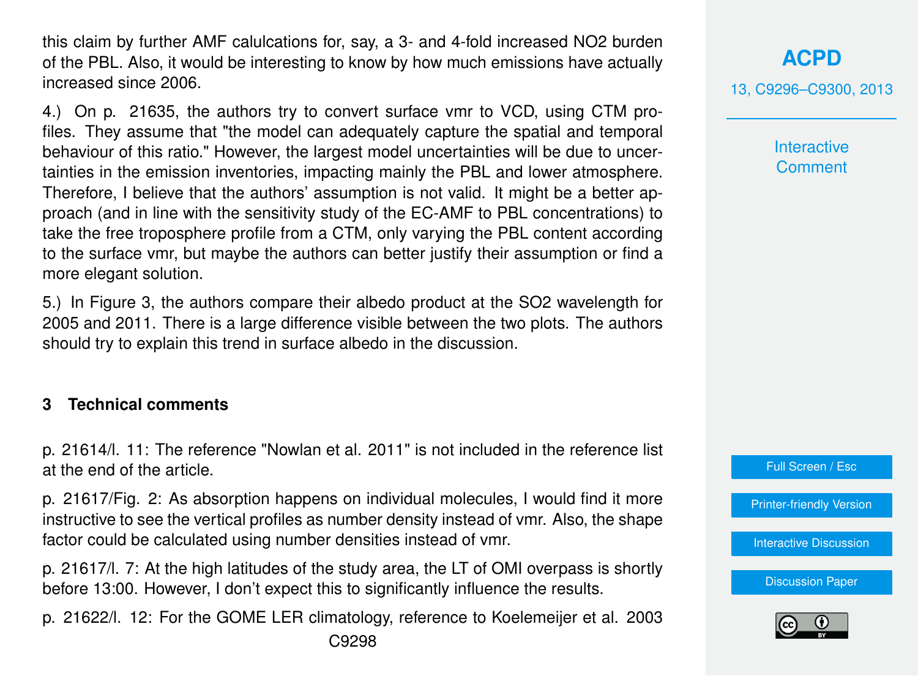this claim by further AMF calulcations for, say, a 3- and 4-fold increased $NO_2$ burden of the PBL. Also, it would be interesting to know by how much emissions have actually increased since 2006.

4.) On p. 21635, the authors try to convert surface vmr to VCD, using CTM profiles. They assume that "the model can adequately capture the spatial and temporal behaviour of this ratio." However, the largest model uncertainties will be due to uncertainties in the emission inventories, impacting mainly the PBL and lower atmosphere. Therefore, I believe that the authors' assumption is not valid. It might be a better approach (and in line with the sensitivity study of the EC-AMF to PBL concentrations) to take the free troposphere profile from a CTM, only varying the PBL content according to the surface vmr, but maybe the authors can better justify their assumption or find a more elegant solution.

5.) In Figure 3, the authors compare their albedo product at the $SO_2$ wavelength for 2005 and 2011. There is a large difference visible between the two plots. The authors should try to explain this trend in surface albedo in the discussion.

## 3 Technical comments

p. 21614/l. 11: The reference "Nowlan et al. 2011" is not included in the reference list at the end of the article.

p. 21617/Fig. 2: As absorption happens on individual molecules, I would find it more instructive to see the vertical profiles as number density instead of vmr. Also, the shape factor could be calculated using number densities instead of vmr.

p. 21617/l. 7: At the high latitudes of the study area, the LT of OMI overpass is shortly before 13:00. However, I don't expect this to significantly influence the results.

p. 21622/l. 12: For the GOME LER climatology, reference to Koelemeijer et al. 2003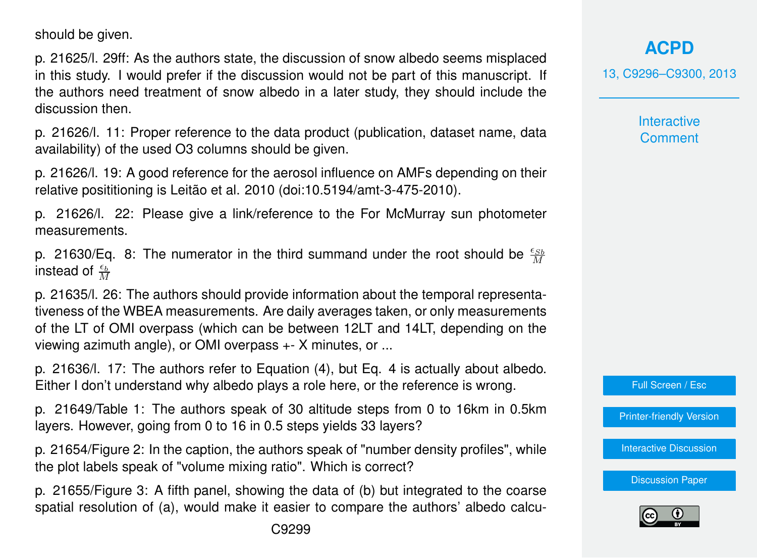should be given.

p. 21625/l. 29ff: As the authors state, the discussion of snow albedo seems misplaced in this study. I would prefer if the discussion would not be part of this manuscript. If the authors need treatment of snow albedo in a later study, they should include the discussion then.

p. 21626/l. 11: Proper reference to the data product (publication, dataset name, data availability) of the used O3 columns should be given.

p. 21626/l. 19: A good reference for the aerosol influence on AMFs depending on their relative posititioning is Leitão et al. 2010 (doi:10.5194/amt-3-475-2010).

p. 21626/l. 22: Please give a link/reference to the For McMurray sun photometer measurements.

p. 21630/Eq. 8: The numerator in the third summand under the root should be $\frac{\epsilon_{Sb}}{M}$ instead of $\frac{\epsilon_b}{M}$

p. 21635/l. 26: The authors should provide information about the temporal representativeness of the WBEA measurements. Are daily averages taken, or only measurements of the LT of OMI overpass (which can be between 12LT and 14LT, depending on the viewing azimuth angle), or OMI overpass +- X minutes, or ...

p. 21636/l. 17: The authors refer to Equation (4), but Eq. 4 is actually about albedo. Either I don't understand why albedo plays a role here, or the reference is wrong.

p. 21649/Table 1: The authors speak of 30 altitude steps from 0 to 16km in 0.5km layers. However, going from 0 to 16 in 0.5 steps yields 33 layers?

p. 21654/Figure 2: In the caption, the authors speak of "number density profiles", while the plot labels speak of "volume mixing ratio". Which is correct?

p. 21655/Figure 3: A fifth panel, showing the data of (b) but integrated to the coarse spatial resolution of (a), would make it easier to compare the authors' albedo calcu-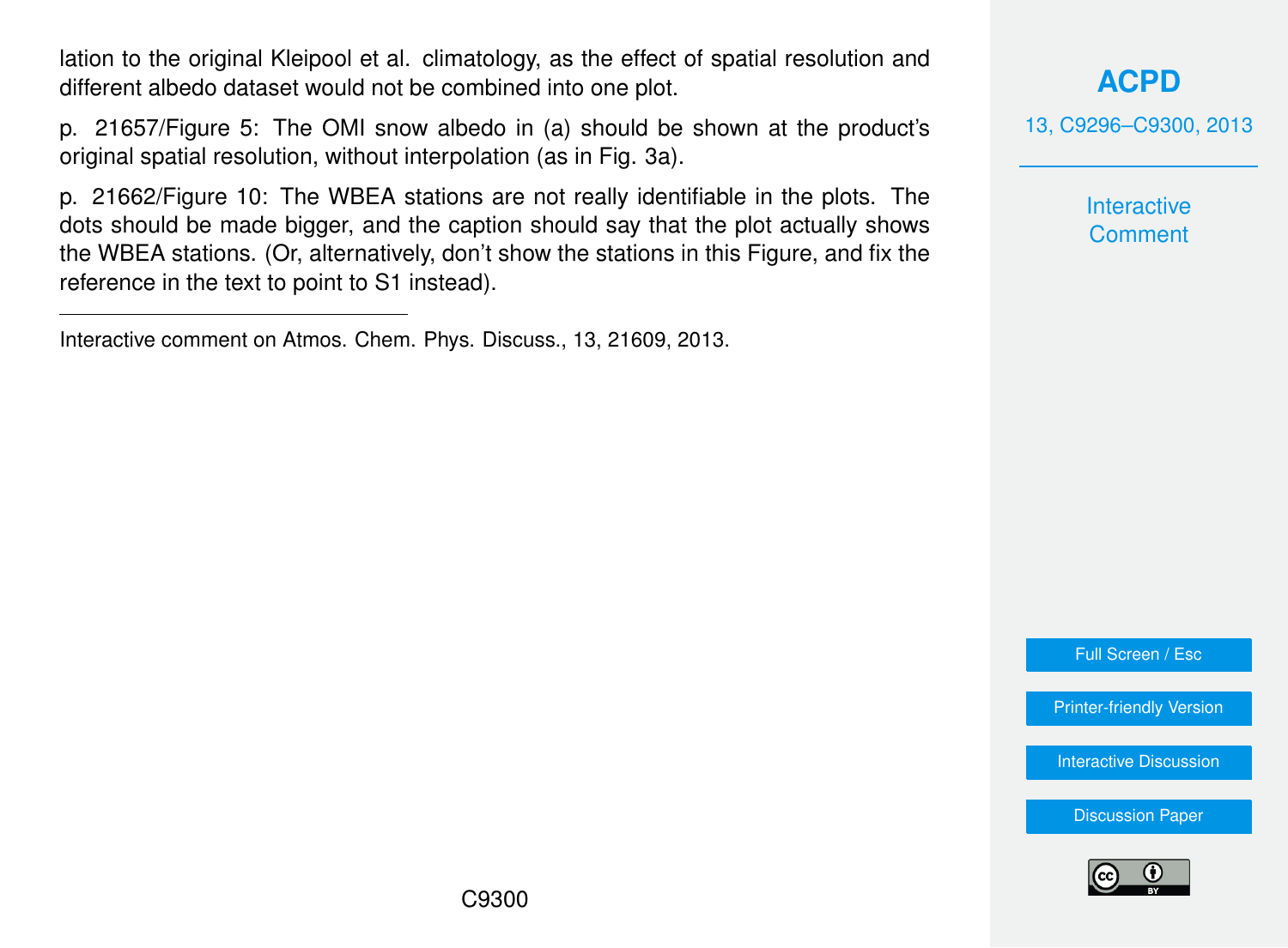lation to the original Kleipool et al. climatology, as the effect of spatial resolution and different albedo dataset would not be combined into one plot.

p. 21657/Figure 5: The OMI snow albedo in (a) should be shown at the product's original spatial resolution, without interpolation (as in Fig. 3a).

p. 21662/Figure 10: The WBEA stations are not really identifiable in the plots. The dots should be made bigger, and the caption should say that the plot actually shows the WBEA stations. (Or, alternatively, don't show the stations in this Figure, and fix the reference in the text to point to S1 instead).

---

Interactive comment on Atmos. Chem. Phys. Discuss., 13, 21609, 2013.